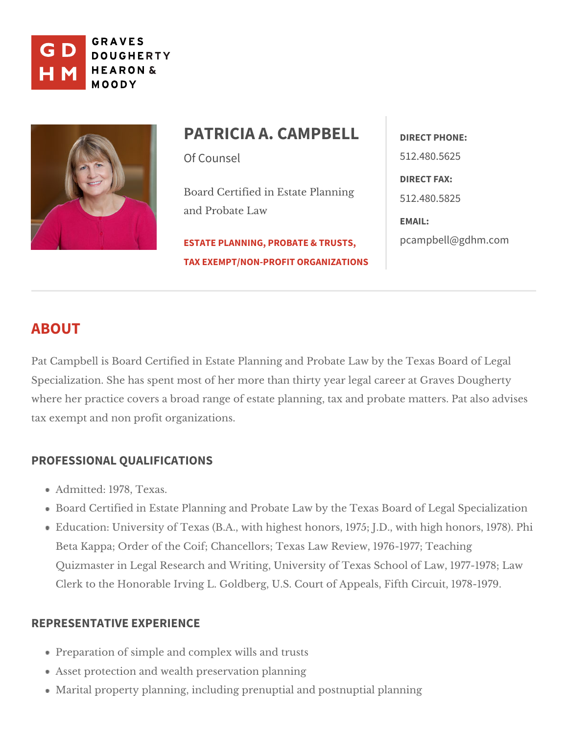GRAVES DOUGHERTY HEARON & MOODY

# PATRICIA A. CAMPBELL

Of Counsel

Board Certified in Estate Planning and Probate Law

ESTATE PLANNING, PROBATE & TRUSTS, TAX EXEMPT/NON-PROFIT ORGANIZATIONS

**DIRECT PHONE:**
512.480.5625

**DIRECT FAX:**
512.480.5825

**EMAIL:**
pcampbell@gdhm.com

## ABOUT

Pat Campbell is Board Certified in Estate Planning and Probate Law by the Texas Board of Legal Specialization. She has spent most of her more than thirty year legal career at Graves Dougherty where her practice covers a broad range of estate planning, tax and probate matters. Pat also advises tax exempt and non profit organizations.

### PROFESSIONAL QUALIFICATIONS

- Admitted: 1978, Texas.
- Board Certified in Estate Planning and Probate Law by the Texas Board of Legal Specialization
- Education: University of Texas (B.A., with highest honors, 1975; J.D., with high honors, 1978). Phi Beta Kappa; Order of the Coif; Chancellors; Texas Law Review, 1976-1977; Teaching Quizmaster in Legal Research and Writing, University of Texas School of Law, 1977-1978; Law Clerk to the Honorable Irving L. Goldberg, U.S. Court of Appeals, Fifth Circuit, 1978-1979.

### REPRESENTATIVE EXPERIENCE

- Preparation of simple and complex wills and trusts
- Asset protection and wealth preservation planning
- Marital property planning, including prenuptial and postnuptial planning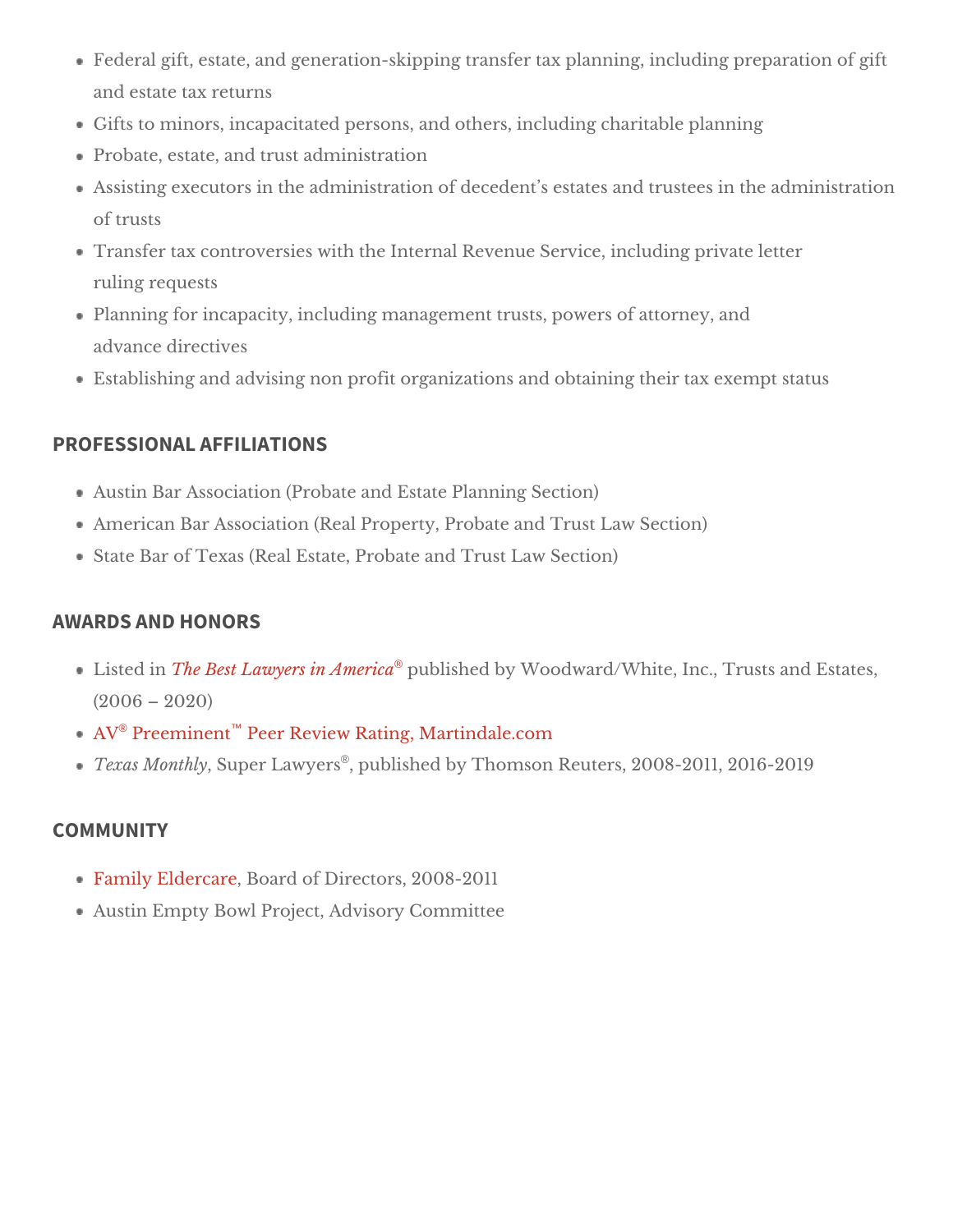- Federal gift, estate, and generation-skipping transfer tax planning, including preparation of gift and estate tax returns
- Gifts to minors, incapacitated persons, and others, including charitable planning
- Probate, estate, and trust administration
- Assisting executors in the administration of decedent's estates and trustees in the administration of trusts
- Transfer tax controversies with the Internal Revenue Service, including private letter ruling requests
- Planning for incapacity, including management trusts, powers of attorney, and advance directives
- Establishing and advising non profit organizations and obtaining their tax exempt status

## PROFESSIONAL AFFILIATIONS

- Austin Bar Association (Probate and Estate Planning Section)
- American Bar Association (Real Property, Probate and Trust Law Section)
- State Bar of Texas (Real Estate, Probate and Trust Law Section)

## AWARDS AND HONORS

- Listed in *The Best Lawyers in America®* published by Woodward/White, Inc., Trusts and Estates, (2006 – 2020)
- AV® Preeminent™ Peer Review Rating, Martindale.com
- *Texas Monthly*, Super Lawyers®, published by Thomson Reuters, 2008-2011, 2016-2019

## COMMUNITY

- Family Eldercare, Board of Directors, 2008-2011
- Austin Empty Bowl Project, Advisory Committee